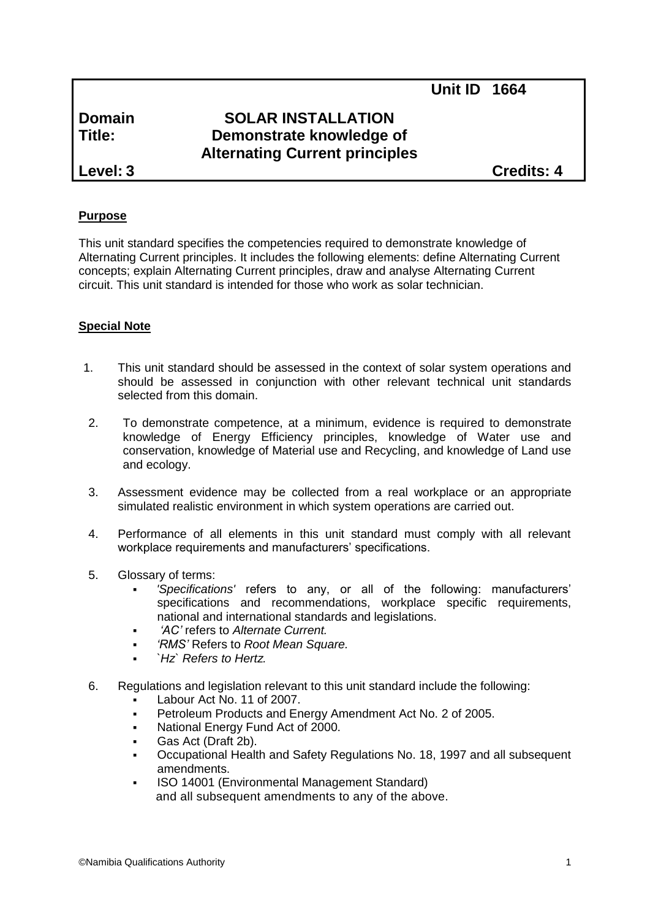| | | Unit ID 1664 |
|---|---|---|
| **Domain** | **SOLAR INSTALLATION** | |
| **Title:** | **Demonstrate knowledge of Alternating Current principles** | |
| **Level: 3** | | **Credits: 4** |

**Purpose**

This unit standard specifies the competencies required to demonstrate knowledge of Alternating Current principles. It includes the following elements: define Alternating Current concepts; explain Alternating Current principles, draw and analyse Alternating Current circuit. This unit standard is intended for those who work as solar technician.

**Special Note**

1. This unit standard should be assessed in the context of solar system operations and should be assessed in conjunction with other relevant technical unit standards selected from this domain.

2. To demonstrate competence, at a minimum, evidence is required to demonstrate knowledge of Energy Efficiency principles, knowledge of Water use and conservation, knowledge of Material use and Recycling, and knowledge of Land use and ecology.

3. Assessment evidence may be collected from a real workplace or an appropriate simulated realistic environment in which system operations are carried out.

4. Performance of all elements in this unit standard must comply with all relevant workplace requirements and manufacturers' specifications.

5. Glossary of terms:
   - *'Specifications'* refers to any, or all of the following: manufacturers' specifications and recommendations, workplace specific requirements, national and international standards and legislations.
   - *'AC'* refers to *Alternate Current.*
   - *'RMS'* Refers to *Root Mean Square.*
   - *`Hz` Refers to Hertz.*

6. Regulations and legislation relevant to this unit standard include the following:
   - Labour Act No. 11 of 2007.
   - Petroleum Products and Energy Amendment Act No. 2 of 2005.
   - National Energy Fund Act of 2000.
   - Gas Act (Draft 2b).
   - Occupational Health and Safety Regulations No. 18, 1997 and all subsequent amendments.
   - ISO 14001 (Environmental Management Standard)

   and all subsequent amendments to any of the above.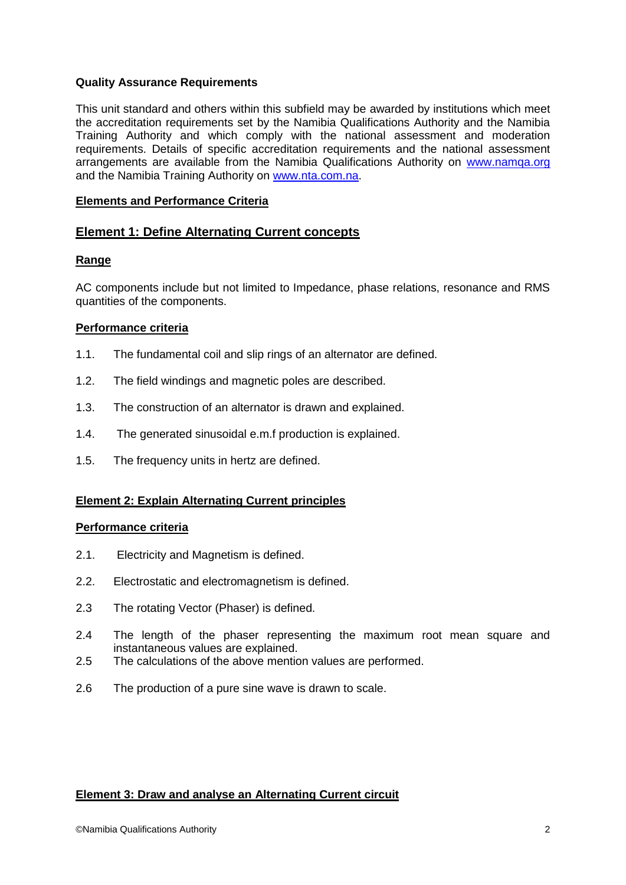**Quality Assurance Requirements**

This unit standard and others within this subfield may be awarded by institutions which meet the accreditation requirements set by the Namibia Qualifications Authority and the Namibia Training Authority and which comply with the national assessment and moderation requirements. Details of specific accreditation requirements and the national assessment arrangements are available from the Namibia Qualifications Authority on [www.namqa.org](http://www.namqa.org) and the Namibia Training Authority on [www.nta.com.na](http://www.nta.com.na).

## Elements and Performance Criteria

## Element 1: Define Alternating Current concepts

### Range

AC components include but not limited to Impedance, phase relations, resonance and RMS quantities of the components.

### Performance criteria

1.1. The fundamental coil and slip rings of an alternator are defined.

1.2. The field windings and magnetic poles are described.

1.3. The construction of an alternator is drawn and explained.

1.4. The generated sinusoidal e.m.f production is explained.

1.5. The frequency units in hertz are defined.

## Element 2: Explain Alternating Current principles

### Performance criteria

2.1. Electricity and Magnetism is defined.

2.2. Electrostatic and electromagnetism is defined.

2.3 The rotating Vector (Phaser) is defined.

2.4 The length of the phaser representing the maximum root mean square and instantaneous values are explained.

2.5 The calculations of the above mention values are performed.

2.6 The production of a pure sine wave is drawn to scale.

## Element 3: Draw and analyse an Alternating Current circuit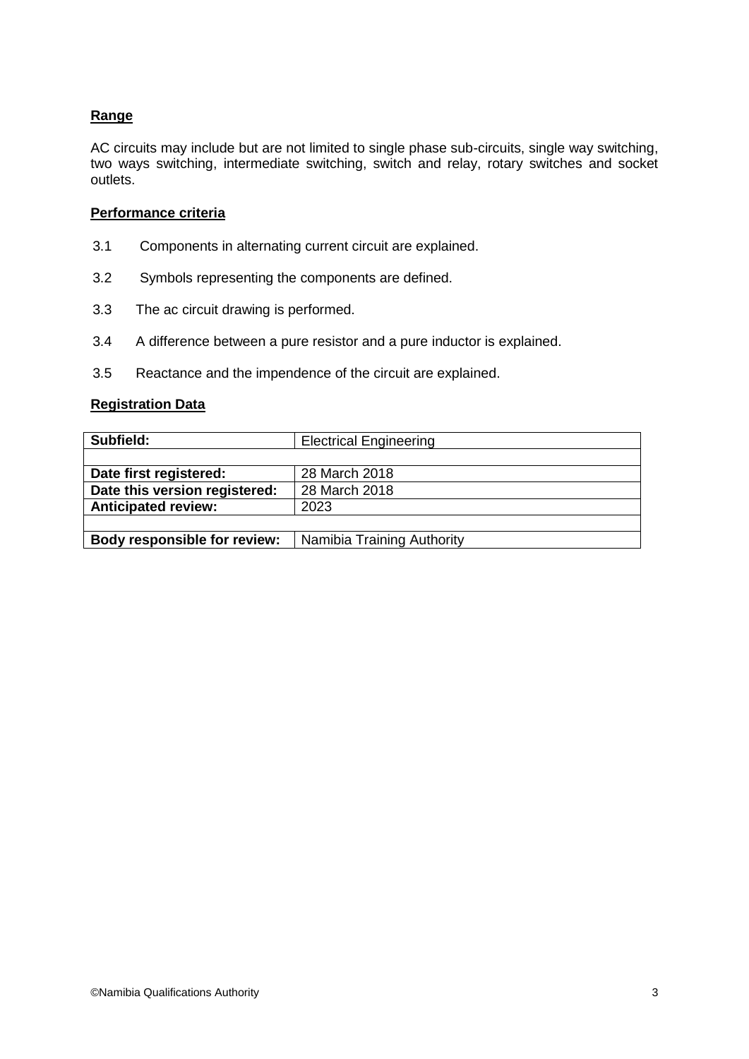**Range**

AC circuits may include but are not limited to single phase sub-circuits, single way switching, two ways switching, intermediate switching, switch and relay, rotary switches and socket outlets.

**Performance criteria**

3.1 Components in alternating current circuit are explained.

3.2 Symbols representing the components are defined.

3.3 The ac circuit drawing is performed.

3.4 A difference between a pure resistor and a pure inductor is explained.

3.5 Reactance and the impendence of the circuit are explained.

**Registration Data**

| | |
|---|---|
| **Subfield:** | Electrical Engineering |
| | |
| **Date first registered:** | 28 March 2018 |
| **Date this version registered:** | 28 March 2018 |
| **Anticipated review:** | 2023 |
| | |
| **Body responsible for review:** | Namibia Training Authority |